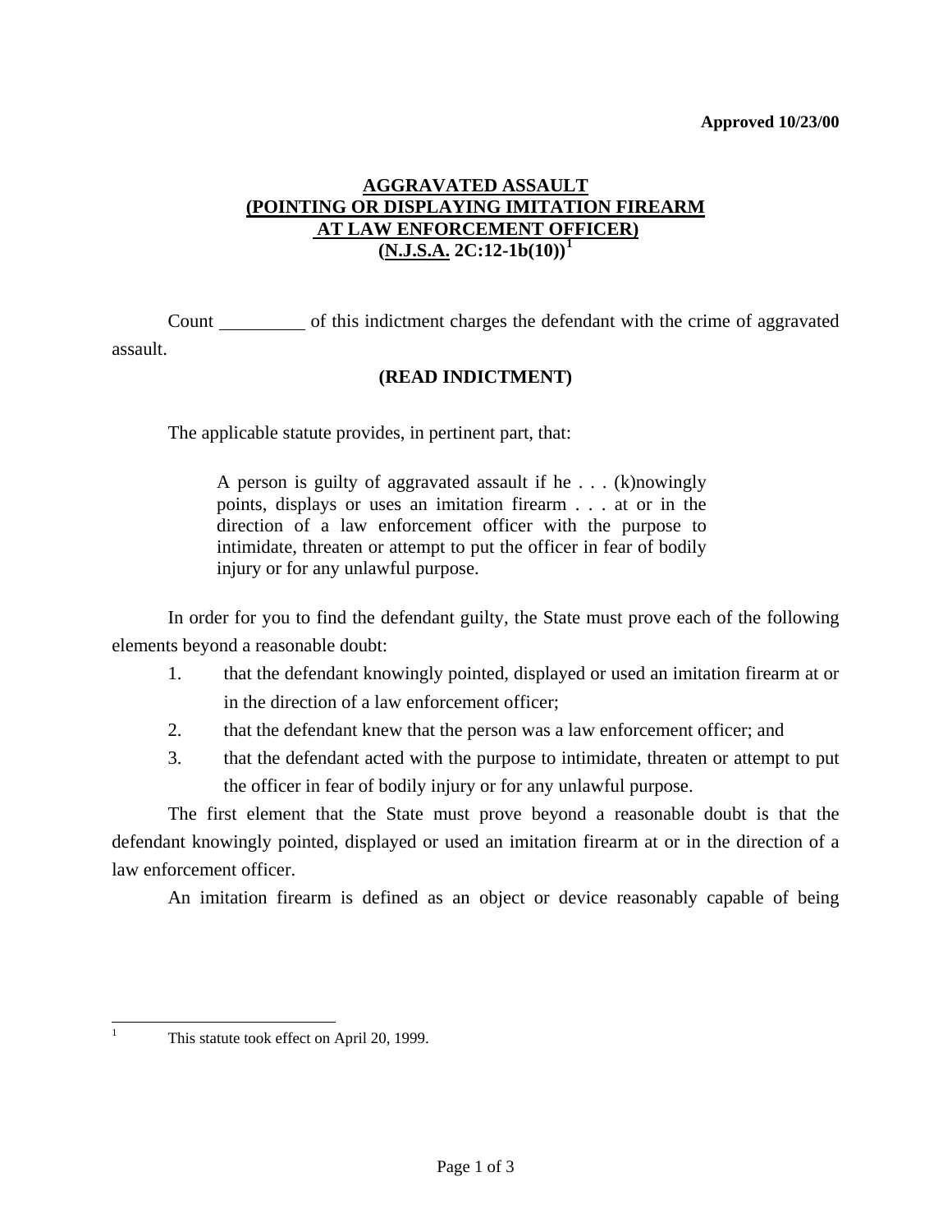**Approved 10/23/00**

# AGGRAVATED ASSAULT (POINTING OR DISPLAYING IMITATION FIREARM AT LAW ENFORCEMENT OFFICER) (N.J.S.A. 2C:12-1b(10))[1]

Count \_\_\_\_\_\_\_\_\_ of this indictment charges the defendant with the crime of aggravated assault.

**(READ INDICTMENT)**

The applicable statute provides, in pertinent part, that:

> A person is guilty of aggravated assault if he . . . (k)nowingly points, displays or uses an imitation firearm . . . at or in the direction of a law enforcement officer with the purpose to intimidate, threaten or attempt to put the officer in fear of bodily injury or for any unlawful purpose.

In order for you to find the defendant guilty, the State must prove each of the following elements beyond a reasonable doubt:

1. that the defendant knowingly pointed, displayed or used an imitation firearm at or in the direction of a law enforcement officer;
2. that the defendant knew that the person was a law enforcement officer; and
3. that the defendant acted with the purpose to intimidate, threaten or attempt to put the officer in fear of bodily injury or for any unlawful purpose.

The first element that the State must prove beyond a reasonable doubt is that the defendant knowingly pointed, displayed or used an imitation firearm at or in the direction of a law enforcement officer.

An imitation firearm is defined as an object or device reasonably capable of being

---

[1] This statute took effect on April 20, 1999.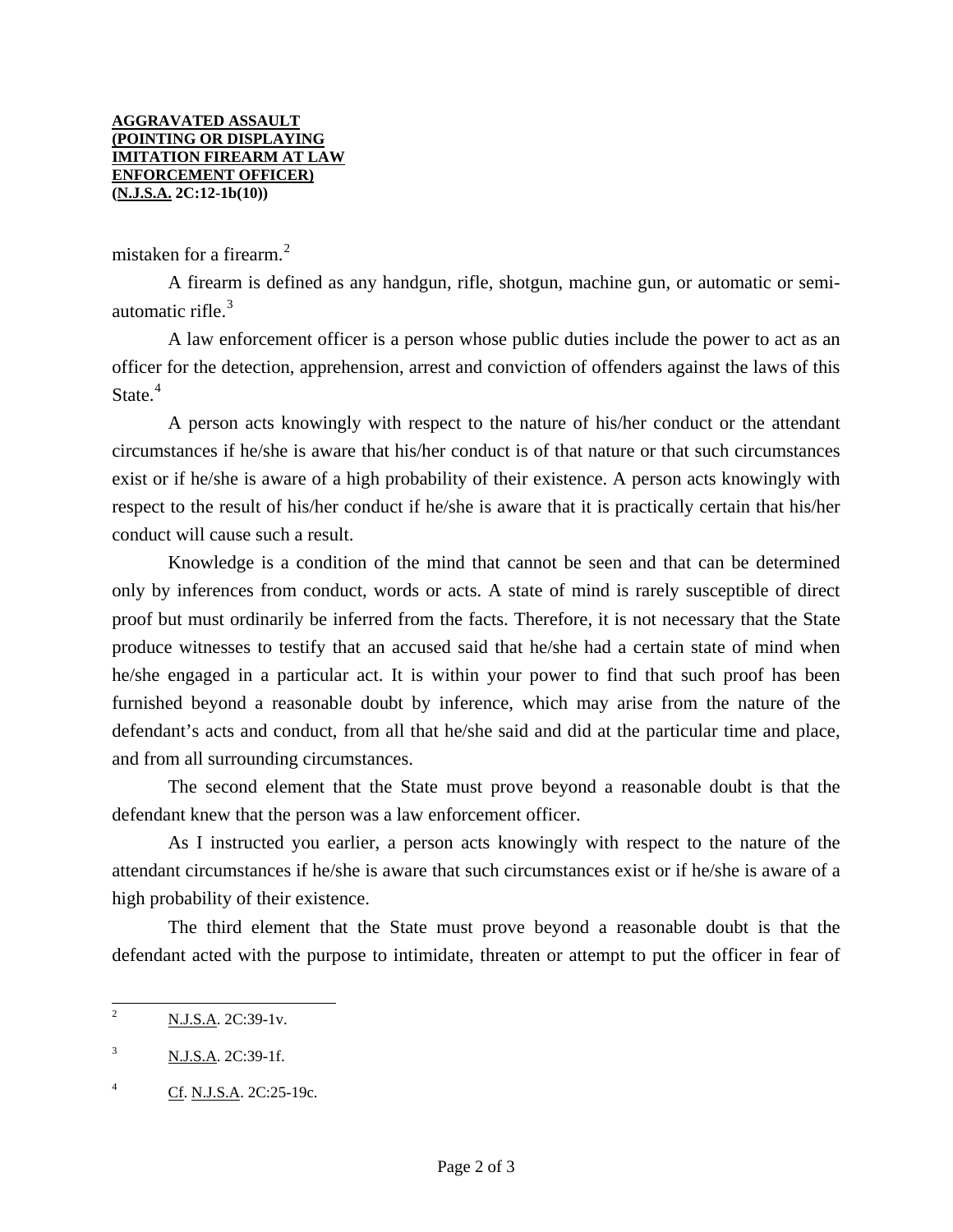mistaken for a firearm.[2]

A firearm is defined as any handgun, rifle, shotgun, machine gun, or automatic or semi-automatic rifle.[3]

A law enforcement officer is a person whose public duties include the power to act as an officer for the detection, apprehension, arrest and conviction of offenders against the laws of this State.[4]

A person acts knowingly with respect to the nature of his/her conduct or the attendant circumstances if he/she is aware that his/her conduct is of that nature or that such circumstances exist or if he/she is aware of a high probability of their existence. A person acts knowingly with respect to the result of his/her conduct if he/she is aware that it is practically certain that his/her conduct will cause such a result.

Knowledge is a condition of the mind that cannot be seen and that can be determined only by inferences from conduct, words or acts. A state of mind is rarely susceptible of direct proof but must ordinarily be inferred from the facts. Therefore, it is not necessary that the State produce witnesses to testify that an accused said that he/she had a certain state of mind when he/she engaged in a particular act. It is within your power to find that such proof has been furnished beyond a reasonable doubt by inference, which may arise from the nature of the defendant's acts and conduct, from all that he/she said and did at the particular time and place, and from all surrounding circumstances.

The second element that the State must prove beyond a reasonable doubt is that the defendant knew that the person was a law enforcement officer.

As I instructed you earlier, a person acts knowingly with respect to the nature of the attendant circumstances if he/she is aware that such circumstances exist or if he/she is aware of a high probability of their existence.

The third element that the State must prove beyond a reasonable doubt is that the defendant acted with the purpose to intimidate, threaten or attempt to put the officer in fear of

---

[2] N.J.S.A. 2C:39-1v.

[3] N.J.S.A. 2C:39-1f.

[4] Cf. N.J.S.A. 2C:25-19c.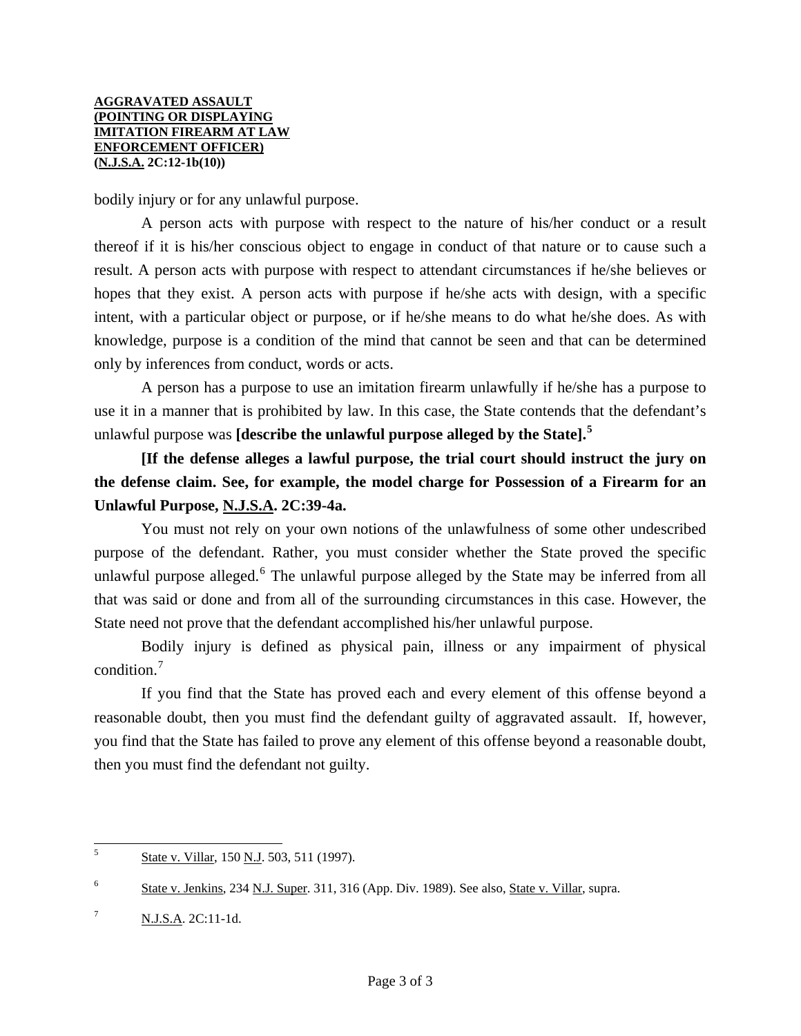bodily injury or for any unlawful purpose.

A person acts with purpose with respect to the nature of his/her conduct or a result thereof if it is his/her conscious object to engage in conduct of that nature or to cause such a result. A person acts with purpose with respect to attendant circumstances if he/she believes or hopes that they exist. A person acts with purpose if he/she acts with design, with a specific intent, with a particular object or purpose, or if he/she means to do what he/she does. As with knowledge, purpose is a condition of the mind that cannot be seen and that can be determined only by inferences from conduct, words or acts.

A person has a purpose to use an imitation firearm unlawfully if he/she has a purpose to use it in a manner that is prohibited by law. In this case, the State contends that the defendant's unlawful purpose was **[describe the unlawful purpose alleged by the State].**[5]

**[If the defense alleges a lawful purpose, the trial court should instruct the jury on the defense claim. See, for example, the model charge for Possession of a Firearm for an Unlawful Purpose, N.J.S.A. 2C:39-4a.**

You must not rely on your own notions of the unlawfulness of some other undescribed purpose of the defendant. Rather, you must consider whether the State proved the specific unlawful purpose alleged.[6] The unlawful purpose alleged by the State may be inferred from all that was said or done and from all of the surrounding circumstances in this case. However, the State need not prove that the defendant accomplished his/her unlawful purpose.

Bodily injury is defined as physical pain, illness or any impairment of physical condition.[7]

If you find that the State has proved each and every element of this offense beyond a reasonable doubt, then you must find the defendant guilty of aggravated assault. If, however, you find that the State has failed to prove any element of this offense beyond a reasonable doubt, then you must find the defendant not guilty.

---

[5] State v. Villar, 150 N.J. 503, 511 (1997).

[6] State v. Jenkins, 234 N.J. Super. 311, 316 (App. Div. 1989). See also, State v. Villar, supra.

[7] N.J.S.A. 2C:11-1d.